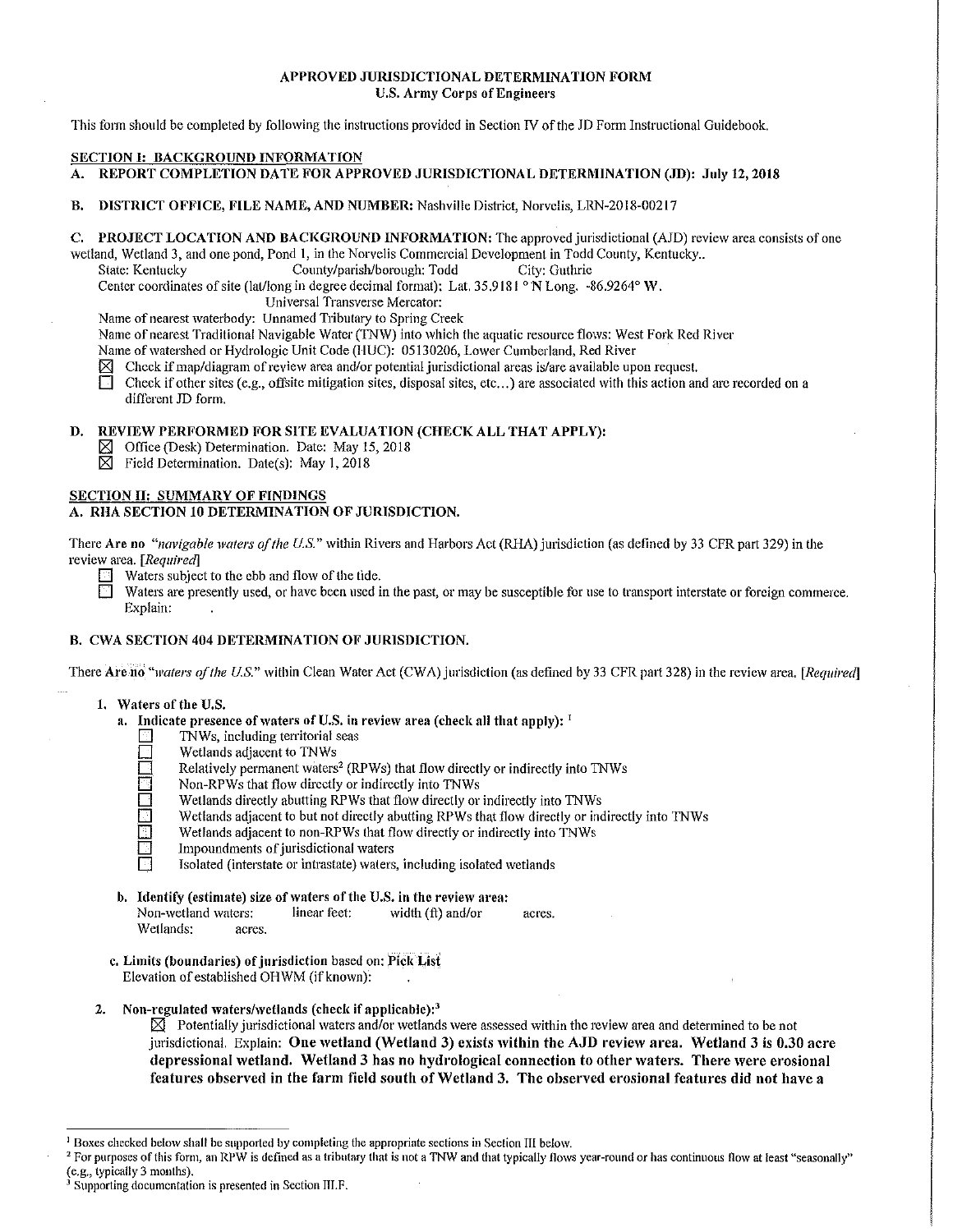# APPROVED JURISDICTIONAL DETERMINATION FORM
## U.S. Army Corps of Engineers

This form should be completed by following the instructions provided in Section IV of the JD Form Instructional Guidebook.

## SECTION I: BACKGROUND INFORMATION

**A. REPORT COMPLETION DATE FOR APPROVED JURISDICTIONAL DETERMINATION (JD): July 12, 2018**

**B. DISTRICT OFFICE, FILE NAME, AND NUMBER:** Nashville District, Norvelis, LRN-2018-00217

**C. PROJECT LOCATION AND BACKGROUND INFORMATION:** The approved jurisdictional (AJD) review area consists of one wetland, Wetland 3, and one pond, Pond 1, in the Norvelis Commercial Development in Todd County, Kentucky..

State: Kentucky County/parish/borough: Todd City: Guthrie

Center coordinates of site (lat/long in degree decimal format): Lat. 35.9181 ° N Long. -86.9264° W.

Universal Transverse Mercator:

Name of nearest waterbody: Unnamed Tributary to Spring Creek

Name of nearest Traditional Navigable Water (TNW) into which the aquatic resource flows: West Fork Red River

Name of watershed or Hydrologic Unit Code (HUC): 05130206, Lower Cumberland, Red River

- ☒ Check if map/diagram of review area and/or potential jurisdictional areas is/are available upon request.
- ☐ Check if other sites (e.g., offsite mitigation sites, disposal sites, etc…) are associated with this action and are recorded on a different JD form.

**D. REVIEW PERFORMED FOR SITE EVALUATION (CHECK ALL THAT APPLY):**

- ☒ Office (Desk) Determination. Date: May 15, 2018
- ☒ Field Determination. Date(s): May 1, 2018

## SECTION II: SUMMARY OF FINDINGS

**A. RHA SECTION 10 DETERMINATION OF JURISDICTION.**

There **Are no** "*navigable waters of the U.S.*" within Rivers and Harbors Act (RHA) jurisdiction (as defined by 33 CFR part 329) in the review area. [*Required*]

- ☐ Waters subject to the ebb and flow of the tide.
- ☐ Waters are presently used, or have been used in the past, or may be susceptible for use to transport interstate or foreign commerce. Explain: .

**B. CWA SECTION 404 DETERMINATION OF JURISDICTION.**

There **Are no** "*waters of the U.S.*" within Clean Water Act (CWA) jurisdiction (as defined by 33 CFR part 328) in the review area. [*Required*]

1. **Waters of the U.S.**

   a. **Indicate presence of waters of U.S. in review area (check all that apply):** [1]

   - ☐ TNWs, including territorial seas
   - ☐ Wetlands adjacent to TNWs
   - ☐ Relatively permanent waters[2] (RPWs) that flow directly or indirectly into TNWs
   - ☐ Non-RPWs that flow directly or indirectly into TNWs
   - ☐ Wetlands directly abutting RPWs that flow directly or indirectly into TNWs
   - ☐ Wetlands adjacent to but not directly abutting RPWs that flow directly or indirectly into TNWs
   - ☐ Wetlands adjacent to non-RPWs that flow directly or indirectly into TNWs
   - ☐ Impoundments of jurisdictional waters
   - ☐ Isolated (interstate or intrastate) waters, including isolated wetlands

   b. **Identify (estimate) size of waters of the U.S. in the review area:**

   Non-wetland waters: linear feet: width (ft) and/or acres.

   Wetlands: acres.

   c. **Limits (boundaries) of jurisdiction** based on: **Pick List**

   Elevation of established OHWM (if known): .

2. **Non-regulated waters/wetlands (check if applicable):**[3]

   ☒ Potentially jurisdictional waters and/or wetlands were assessed within the review area and determined to be not jurisdictional. Explain: **One wetland (Wetland 3) exists within the AJD review area. Wetland 3 is 0.30 acre depressional wetland. Wetland 3 has no hydrological connection to other waters. There were erosional features observed in the farm field south of Wetland 3. The observed erosional features did not have a**

---

[1] Boxes checked below shall be supported by completing the appropriate sections in Section III below.

[2] For purposes of this form, an RPW is defined as a tributary that is not a TNW and that typically flows year-round or has continuous flow at least "seasonally" (e.g., typically 3 months).

[3] Supporting documentation is presented in Section III.F.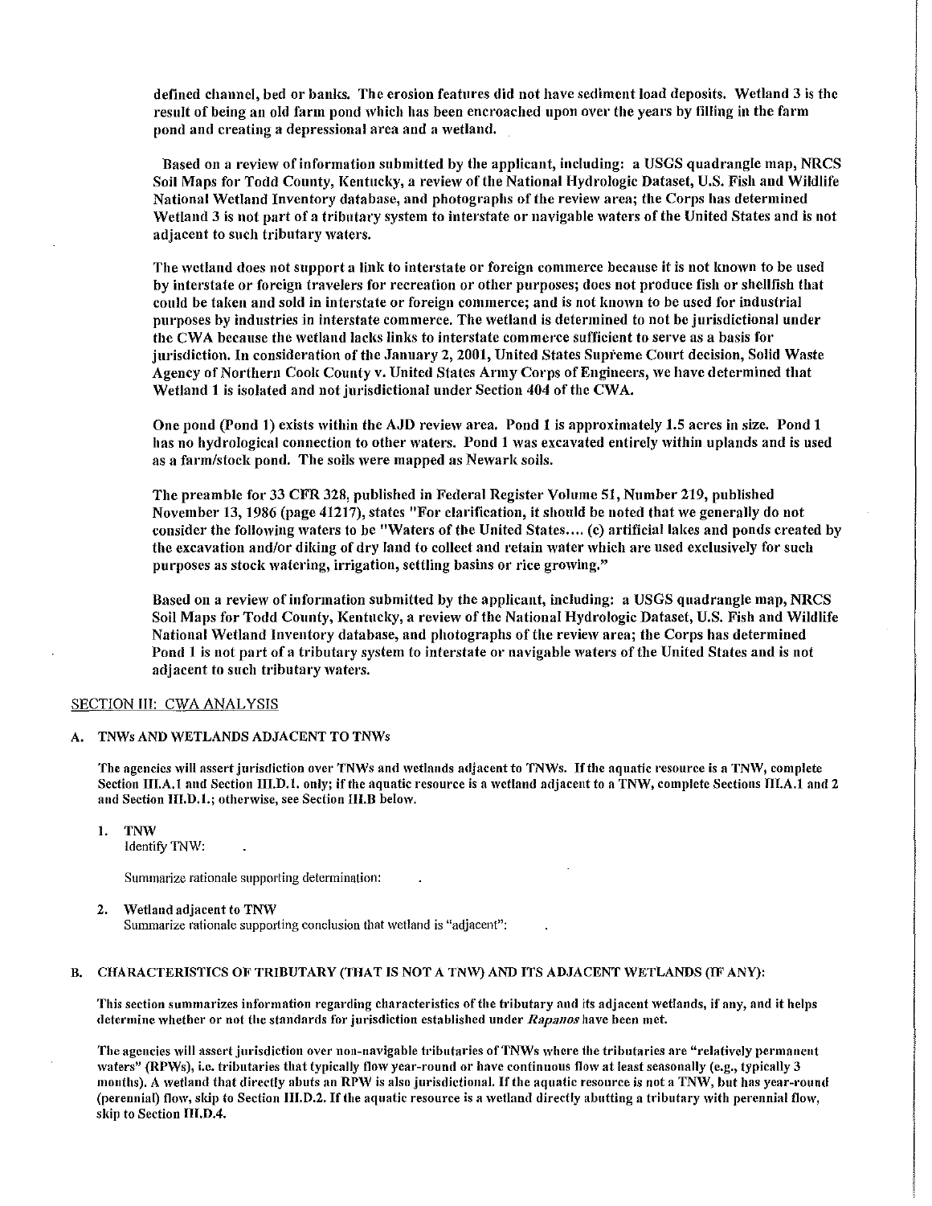defined channel, bed or banks. The erosion features did not have sediment load deposits. Wetland 3 is the result of being an old farm pond which has been encroached upon over the years by filling in the farm pond and creating a depressional area and a wetland.

Based on a review of information submitted by the applicant, including: a USGS quadrangle map, NRCS Soil Maps for Todd County, Kentucky, a review of the National Hydrologic Dataset, U.S. Fish and Wildlife National Wetland Inventory database, and photographs of the review area; the Corps has determined Wetland 3 is not part of a tributary system to interstate or navigable waters of the United States and is not adjacent to such tributary waters.

The wetland does not support a link to interstate or foreign commerce because it is not known to be used by interstate or foreign travelers for recreation or other purposes; does not produce fish or shellfish that could be taken and sold in interstate or foreign commerce; and is not known to be used for industrial purposes by industries in interstate commerce. The wetland is determined to not be jurisdictional under the CWA because the wetland lacks links to interstate commerce sufficient to serve as a basis for jurisdiction. In consideration of the January 2, 2001, United States Supreme Court decision, Solid Waste Agency of Northern Cook County v. United States Army Corps of Engineers, we have determined that Wetland 1 is isolated and not jurisdictional under Section 404 of the CWA.

One pond (Pond 1) exists within the AJD review area. Pond 1 is approximately 1.5 acres in size. Pond 1 has no hydrological connection to other waters. Pond 1 was excavated entirely within uplands and is used as a farm/stock pond. The soils were mapped as Newark soils.

The preamble for 33 CFR 328, published in Federal Register Volume 51, Number 219, published November 13, 1986 (page 41217), states "For clarification, it should be noted that we generally do not consider the following waters to be "Waters of the United States.... (c) artificial lakes and ponds created by the excavation and/or diking of dry land to collect and retain water which are used exclusively for such purposes as stock watering, irrigation, settling basins or rice growing."

Based on a review of information submitted by the applicant, including: a USGS quadrangle map, NRCS Soil Maps for Todd County, Kentucky, a review of the National Hydrologic Dataset, U.S. Fish and Wildlife National Wetland Inventory database, and photographs of the review area; the Corps has determined Pond 1 is not part of a tributary system to interstate or navigable waters of the United States and is not adjacent to such tributary waters.

## SECTION III: CWA ANALYSIS

### A. TNWs AND WETLANDS ADJACENT TO TNWs

The agencies will assert jurisdiction over TNWs and wetlands adjacent to TNWs. If the aquatic resource is a TNW, complete Section III.A.1 and Section III.D.1. only; if the aquatic resource is a wetland adjacent to a TNW, complete Sections III.A.1 and 2 and Section III.D.1.; otherwise, see Section III.B below.

1. **TNW**
   Identify TNW: .

   Summarize rationale supporting determination: .

2. **Wetland adjacent to TNW**
   Summarize rationale supporting conclusion that wetland is "adjacent": .

### B. CHARACTERISTICS OF TRIBUTARY (THAT IS NOT A TNW) AND ITS ADJACENT WETLANDS (IF ANY):

This section summarizes information regarding characteristics of the tributary and its adjacent wetlands, if any, and it helps determine whether or not the standards for jurisdiction established under *Rapanos* have been met.

The agencies will assert jurisdiction over non-navigable tributaries of TNWs where the tributaries are "relatively permanent waters" (RPWs), i.e. tributaries that typically flow year-round or have continuous flow at least seasonally (e.g., typically 3 months). A wetland that directly abuts an RPW is also jurisdictional. If the aquatic resource is not a TNW, but has year-round (perennial) flow, skip to Section III.D.2. If the aquatic resource is a wetland directly abutting a tributary with perennial flow, skip to Section III.D.4.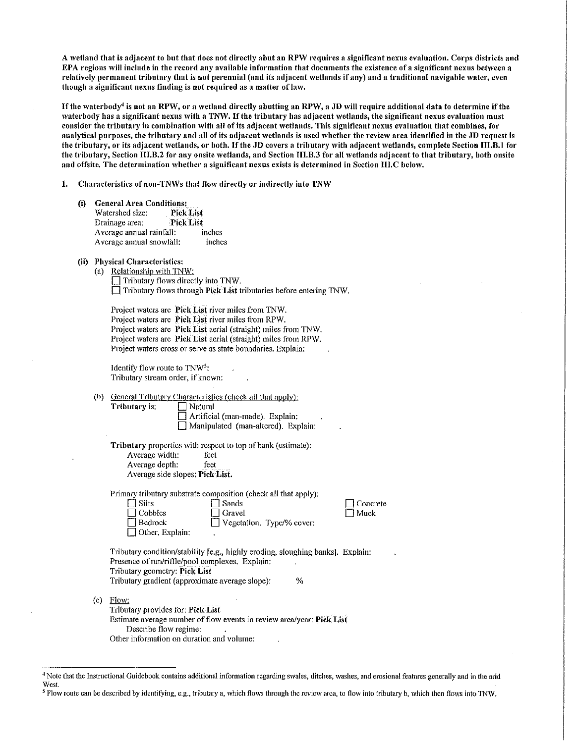**A wetland that is adjacent to but that does not directly abut an RPW requires a significant nexus evaluation. Corps districts and EPA regions will include in the record any available information that documents the existence of a significant nexus between a relatively permanent tributary that is not perennial (and its adjacent wetlands if any) and a traditional navigable water, even though a significant nexus finding is not required as a matter of law.**

**If the waterbody[4] is not an RPW, or a wetland directly abutting an RPW, a JD will require additional data to determine if the waterbody has a significant nexus with a TNW. If the tributary has adjacent wetlands, the significant nexus evaluation must consider the tributary in combination with all of its adjacent wetlands. This significant nexus evaluation that combines, for analytical purposes, the tributary and all of its adjacent wetlands is used whether the review area identified in the JD request is the tributary, or its adjacent wetlands, or both. If the JD covers a tributary with adjacent wetlands, complete Section III.B.1 for the tributary, Section III.B.2 for any onsite wetlands, and Section III.B.3 for all wetlands adjacent to that tributary, both onsite and offsite. The determination whether a significant nexus exists is determined in Section III.C below.**

**1. Characteristics of non-TNWs that flow directly or indirectly into TNW**

**(i) General Area Conditions:**

Watershed size: **Pick List**
Drainage area: **Pick List**
Average annual rainfall: inches
Average annual snowfall: inches

**(ii) Physical Characteristics:**

(a) Relationship with TNW:

☐ Tributary flows directly into TNW.
☐ Tributary flows through **Pick List** tributaries before entering TNW.

Project waters are **Pick List** river miles from TNW.
Project waters are **Pick List** river miles from RPW.
Project waters are **Pick List** aerial (straight) miles from TNW.
Project waters are **Pick List** aerial (straight) miles from RPW.
Project waters cross or serve as state boundaries. Explain: .

Identify flow route to TNW[5]: .
Tributary stream order, if known: .

(b) General Tributary Characteristics (check all that apply):

**Tributary** is: ☐ Natural
☐ Artificial (man-made). Explain: .
☐ Manipulated (man-altered). Explain: .

**Tributary** properties with respect to top of bank (estimate):
Average width: feet
Average depth: feet
Average side slopes: **Pick List.**

Primary tributary substrate composition (check all that apply):

☐ Silts ☐ Sands ☐ Concrete
☐ Cobbles ☐ Gravel ☐ Muck
☐ Bedrock ☐ Vegetation. Type/% cover:
☐ Other. Explain: .

Tributary condition/stability [e.g., highly eroding, sloughing banks]. Explain: .
Presence of run/riffle/pool complexes. Explain: .
Tributary geometry: **Pick List**
Tributary gradient (approximate average slope): %

(c) Flow:

Tributary provides for: **Pick List**
Estimate average number of flow events in review area/year: **Pick List**
Describe flow regime: .
Other information on duration and volume: .

---

[4] Note that the Instructional Guidebook contains additional information regarding swales, ditches, washes, and erosional features generally and in the arid West.

[5] Flow route can be described by identifying, e.g., tributary a, which flows through the review area, to flow into tributary b, which then flows into TNW.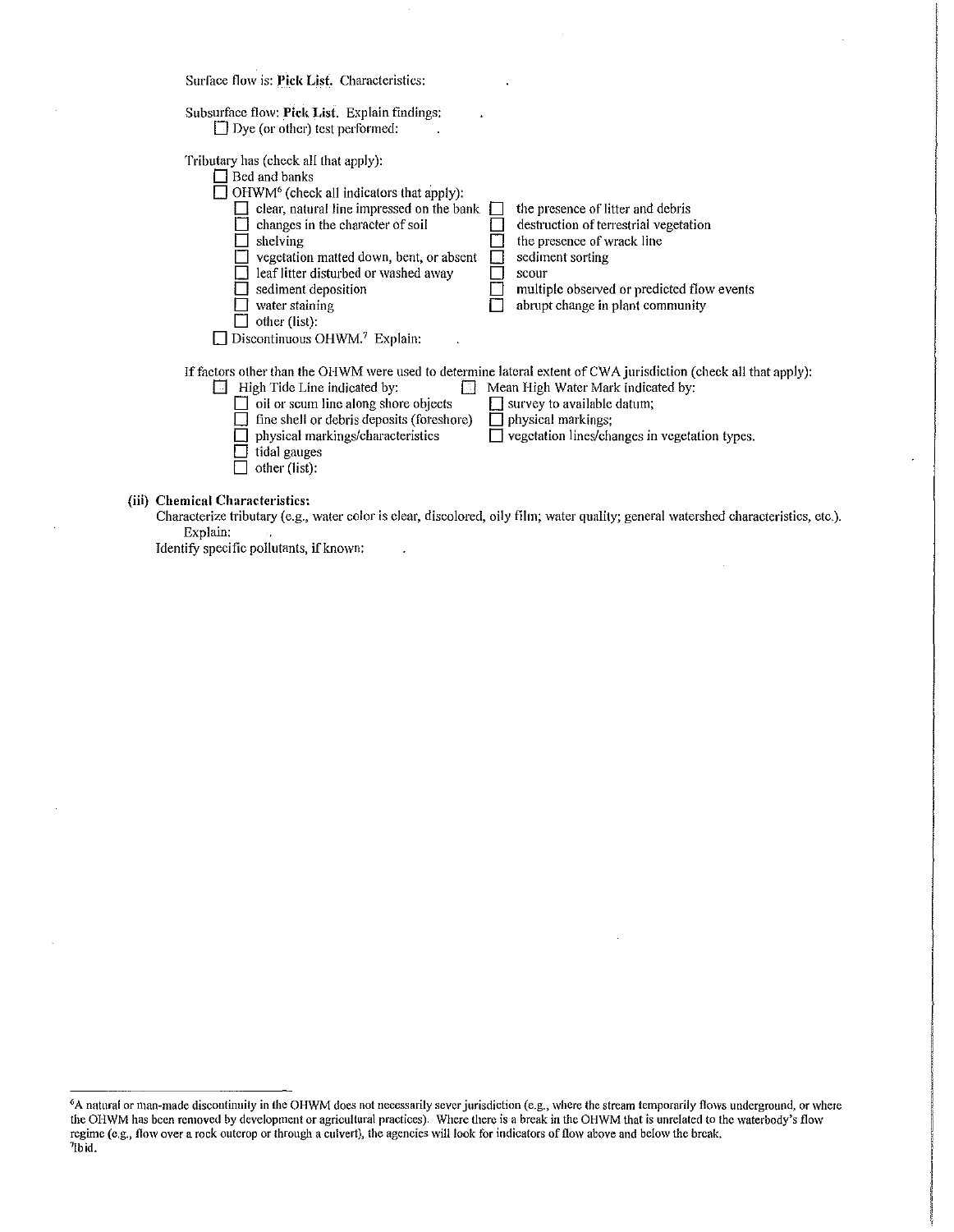Surface flow is: **Pick List**. Characteristics: .

Subsurface flow: **Pick List**. Explain findings: .

- ☐ Dye (or other) test performed: .

Tributary has (check all that apply):

- ☐ Bed and banks
- ☐ OHWM[6] (check all indicators that apply):
  - ☐ clear, natural line impressed on the bank
  - ☐ changes in the character of soil
  - ☐ shelving
  - ☐ vegetation matted down, bent, or absent
  - ☐ leaf litter disturbed or washed away
  - ☐ sediment deposition
  - ☐ water staining
  - ☐ other (list):
  - ☐ the presence of litter and debris
  - ☐ destruction of terrestrial vegetation
  - ☐ the presence of wrack line
  - ☐ sediment sorting
  - ☐ scour
  - ☐ multiple observed or predicted flow events
  - ☐ abrupt change in plant community
- ☐ Discontinuous OHWM.[7] Explain: .

If factors other than the OHWM were used to determine lateral extent of CWA jurisdiction (check all that apply):

- ☐ High Tide Line indicated by:
  - ☐ oil or scum line along shore objects
  - ☐ fine shell or debris deposits (foreshore)
  - ☐ physical markings/characteristics
  - ☐ tidal gauges
  - ☐ other (list):
- ☐ Mean High Water Mark indicated by:
  - ☐ survey to available datum;
  - ☐ physical markings;
  - ☐ vegetation lines/changes in vegetation types.

**(iii) Chemical Characteristics:**

Characterize tributary (e.g., water color is clear, discolored, oily film; water quality; general watershed characteristics, etc.). Explain: .

Identify specific pollutants, if known: .

---

[6] A natural or man-made discontinuity in the OHWM does not necessarily sever jurisdiction (e.g., where the stream temporarily flows underground, or where the OHWM has been removed by development or agricultural practices). Where there is a break in the OHWM that is unrelated to the waterbody's flow regime (e.g., flow over a rock outcrop or through a culvert), the agencies will look for indicators of flow above and below the break.

[7] Ibid.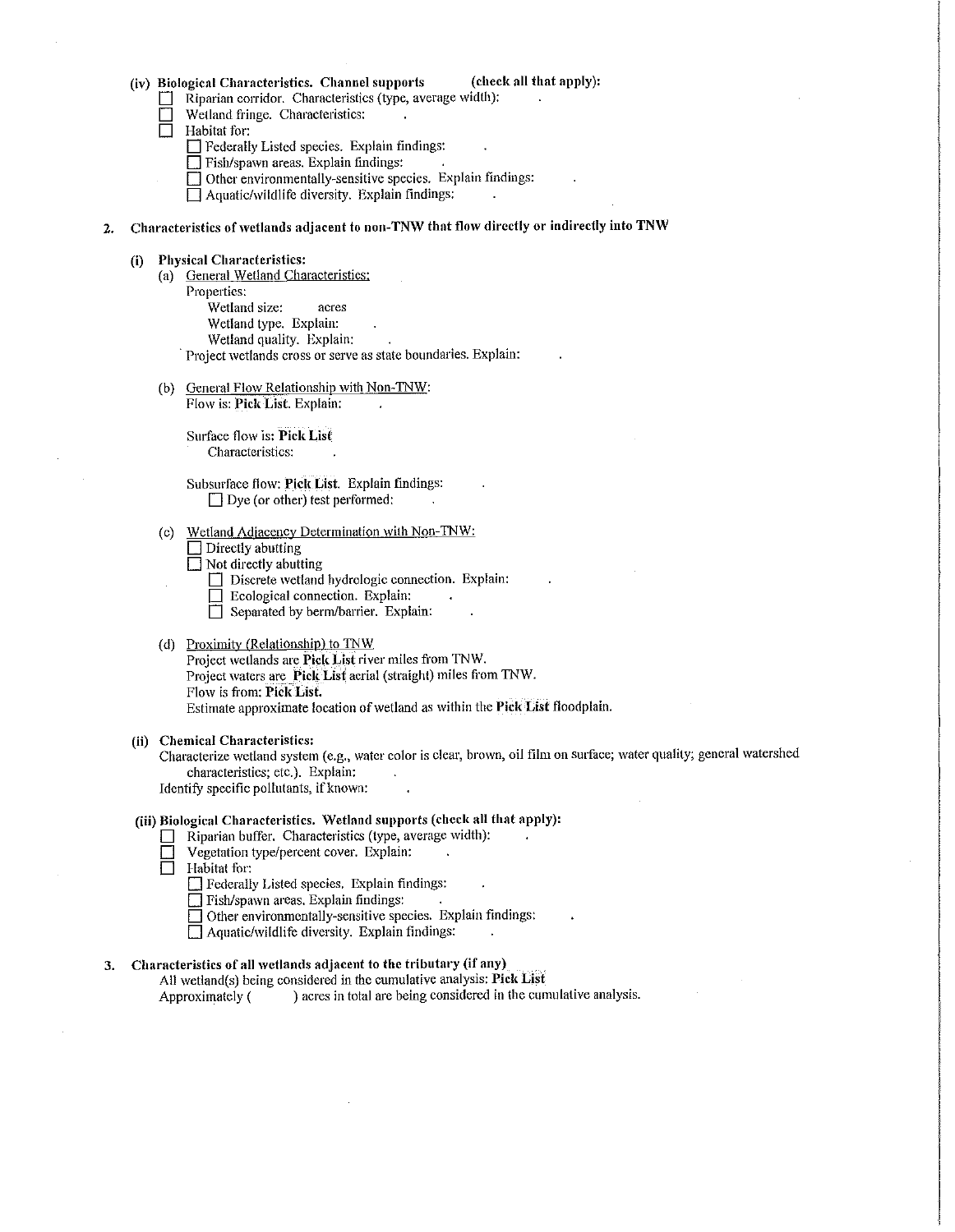**(iv) Biological Characteristics. Channel supports (check all that apply):**

- ☐ Riparian corridor. Characteristics (type, average width): .
- ☐ Wetland fringe. Characteristics: .
- ☐ Habitat for:
  - ☐ Federally Listed species. Explain findings: .
  - ☐ Fish/spawn areas. Explain findings: .
  - ☐ Other environmentally-sensitive species. Explain findings: .
  - ☐ Aquatic/wildlife diversity. Explain findings: .

**2. Characteristics of wetlands adjacent to non-TNW that flow directly or indirectly into TNW**

**(i) Physical Characteristics:**

(a) General Wetland Characteristics:

Properties:

Wetland size: acres

Wetland type. Explain: .

Wetland quality. Explain: .

Project wetlands cross or serve as state boundaries. Explain: .

(b) General Flow Relationship with Non-TNW:

Flow is: **Pick List**. Explain: .

Surface flow is: **Pick List**

Characteristics: .

Subsurface flow: **Pick List**. Explain findings: .

☐ Dye (or other) test performed: .

(c) Wetland Adjacency Determination with Non-TNW:

- ☐ Directly abutting
- ☐ Not directly abutting
  - ☐ Discrete wetland hydrologic connection. Explain: .
  - ☐ Ecological connection. Explain: .
  - ☐ Separated by berm/barrier. Explain: .

(d) Proximity (Relationship) to TNW

Project wetlands are **Pick List** river miles from TNW.

Project waters are **Pick List** aerial (straight) miles from TNW.

Flow is from: **Pick List.**

Estimate approximate location of wetland as within the **Pick List** floodplain.

**(ii) Chemical Characteristics:**

Characterize wetland system (e.g., water color is clear, brown, oil film on surface; water quality; general watershed characteristics; etc.). Explain: .

Identify specific pollutants, if known: .

**(iii) Biological Characteristics. Wetland supports (check all that apply):**

- ☐ Riparian buffer. Characteristics (type, average width): .
- ☐ Vegetation type/percent cover. Explain: .
- ☐ Habitat for:
  - ☐ Federally Listed species. Explain findings: .
  - ☐ Fish/spawn areas. Explain findings: .
  - ☐ Other environmentally-sensitive species. Explain findings: .
  - ☐ Aquatic/wildlife diversity. Explain findings: .

**3. Characteristics of all wetlands adjacent to the tributary (if any)**

All wetland(s) being considered in the cumulative analysis: **Pick List**

Approximately ( ) acres in total are being considered in the cumulative analysis.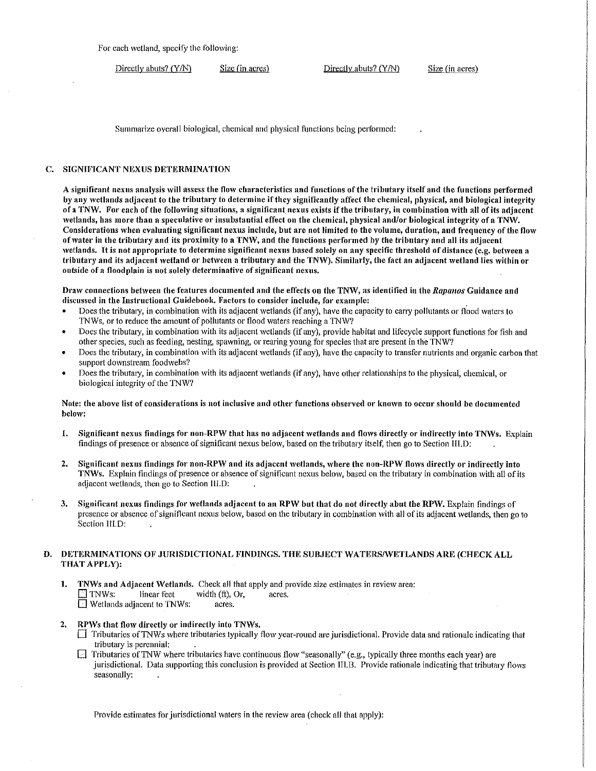For each wetland, specify the following:

| Directly abuts? (Y/N) | Size (in acres) | Directly abuts? (Y/N) | Size (in acres) |
|---|---|---|---|

Summarize overall biological, chemical and physical functions being performed:

## C. SIGNIFICANT NEXUS DETERMINATION

**A significant nexus analysis will assess the flow characteristics and functions of the tributary itself and the functions performed by any wetlands adjacent to the tributary to determine if they significantly affect the chemical, physical, and biological integrity of a TNW. For each of the following situations, a significant nexus exists if the tributary, in combination with all of its adjacent wetlands, has more than a speculative or insubstantial effect on the chemical, physical and/or biological integrity of a TNW. Considerations when evaluating significant nexus include, but are not limited to the volume, duration, and frequency of the flow of water in the tributary and its proximity to a TNW, and the functions performed by the tributary and all its adjacent wetlands. It is not appropriate to determine significant nexus based solely on any specific threshold of distance (e.g. between a tributary and its adjacent wetland or between a tributary and the TNW). Similarly, the fact an adjacent wetland lies within or outside of a floodplain is not solely determinative of significant nexus.**

**Draw connections between the features documented and the effects on the TNW, as identified in the *Rapanos* Guidance and discussed in the Instructional Guidebook. Factors to consider include, for example:**

- Does the tributary, in combination with its adjacent wetlands (if any), have the capacity to carry pollutants or flood waters to TNWs, or to reduce the amount of pollutants or flood waters reaching a TNW?
- Does the tributary, in combination with its adjacent wetlands (if any), provide habitat and lifecycle support functions for fish and other species, such as feeding, nesting, spawning, or rearing young for species that are present in the TNW?
- Does the tributary, in combination with its adjacent wetlands (if any), have the capacity to transfer nutrients and organic carbon that support downstream foodwebs?
- Does the tributary, in combination with its adjacent wetlands (if any), have other relationships to the physical, chemical, or biological integrity of the TNW?

**Note: the above list of considerations is not inclusive and other functions observed or known to occur should be documented below:**

1. **Significant nexus findings for non-RPW that has no adjacent wetlands and flows directly or indirectly into TNWs.** Explain findings of presence or absence of significant nexus below, based on the tributary itself, then go to Section III.D: .

2. **Significant nexus findings for non-RPW and its adjacent wetlands, where the non-RPW flows directly or indirectly into TNWs.** Explain findings of presence or absence of significant nexus below, based on the tributary in combination with all of its adjacent wetlands, then go to Section III.D: .

3. **Significant nexus findings for wetlands adjacent to an RPW but that do not directly abut the RPW.** Explain findings of presence or absence of significant nexus below, based on the tributary in combination with all of its adjacent wetlands, then go to Section III.D: .

## D. DETERMINATIONS OF JURISDICTIONAL FINDINGS. THE SUBJECT WATERS/WETLANDS ARE (CHECK ALL THAT APPLY):

1. **TNWs and Adjacent Wetlands.** Check all that apply and provide size estimates in review area:
   - ☐ TNWs: linear feet width (ft), Or, acres.
   - ☐ Wetlands adjacent to TNWs: acres.

2. **RPWs that flow directly or indirectly into TNWs.**
   - ☐ Tributaries of TNWs where tributaries typically flow year-round are jurisdictional. Provide data and rationale indicating that tributary is perennial: .
   - ☐ Tributaries of TNW where tributaries have continuous flow "seasonally" (e.g., typically three months each year) are jurisdictional. Data supporting this conclusion is provided at Section III.B. Provide rationale indicating that tributary flows seasonally: .

   Provide estimates for jurisdictional waters in the review area (check all that apply):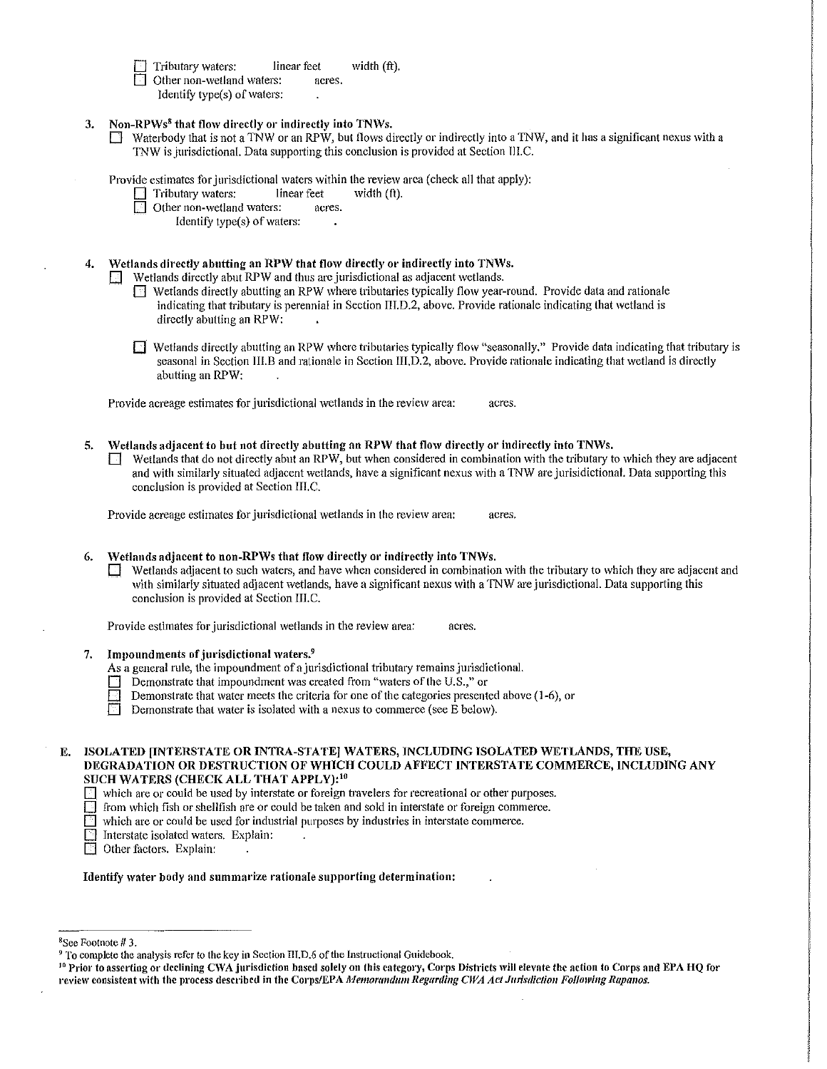☐ Tributary waters: linear feet width (ft).
☐ Other non-wetland waters: acres.
Identify type(s) of waters: .

3. **Non-RPWs[8] that flow directly or indirectly into TNWs.**
   ☐ Waterbody that is not a TNW or an RPW, but flows directly or indirectly into a TNW, and it has a significant nexus with a TNW is jurisdictional. Data supporting this conclusion is provided at Section III.C.

   Provide estimates for jurisdictional waters within the review area (check all that apply):
   ☐ Tributary waters: linear feet width (ft).
   ☐ Other non-wetland waters: acres.
   Identify type(s) of waters: .

4. **Wetlands directly abutting an RPW that flow directly or indirectly into TNWs.**
   ☐ Wetlands directly abut RPW and thus are jurisdictional as adjacent wetlands.
   ☐ Wetlands directly abutting an RPW where tributaries typically flow year-round. Provide data and rationale indicating that tributary is perennial in Section III.D.2, above. Provide rationale indicating that wetland is directly abutting an RPW: .

   ☐ Wetlands directly abutting an RPW where tributaries typically flow "seasonally." Provide data indicating that tributary is seasonal in Section III.B and rationale in Section III.D.2, above. Provide rationale indicating that wetland is directly abutting an RPW: .

   Provide acreage estimates for jurisdictional wetlands in the review area: acres.

5. **Wetlands adjacent to but not directly abutting an RPW that flow directly or indirectly into TNWs.**
   ☐ Wetlands that do not directly abut an RPW, but when considered in combination with the tributary to which they are adjacent and with similarly situated adjacent wetlands, have a significant nexus with a TNW are jurisidictional. Data supporting this conclusion is provided at Section III.C.

   Provide acreage estimates for jurisdictional wetlands in the review area: acres.

6. **Wetlands adjacent to non-RPWs that flow directly or indirectly into TNWs.**
   ☐ Wetlands adjacent to such waters, and have when considered in combination with the tributary to which they are adjacent and with similarly situated adjacent wetlands, have a significant nexus with a TNW are jurisdictional. Data supporting this conclusion is provided at Section III.C.

   Provide estimates for jurisdictional wetlands in the review area: acres.

7. **Impoundments of jurisdictional waters.[9]**
   As a general rule, the impoundment of a jurisdictional tributary remains jurisdictional.
   ☐ Demonstrate that impoundment was created from "waters of the U.S.," or
   ☐ Demonstrate that water meets the criteria for one of the categories presented above (1-6), or
   ☐ Demonstrate that water is isolated with a nexus to commerce (see E below).

**E. ISOLATED [INTERSTATE OR INTRA-STATE] WATERS, INCLUDING ISOLATED WETLANDS, THE USE, DEGRADATION OR DESTRUCTION OF WHICH COULD AFFECT INTERSTATE COMMERCE, INCLUDING ANY SUCH WATERS (CHECK ALL THAT APPLY):[10]**

☐ which are or could be used by interstate or foreign travelers for recreational or other purposes.
☐ from which fish or shellfish are or could be taken and sold in interstate or foreign commerce.
☐ which are or could be used for industrial purposes by industries in interstate commerce.
☐ Interstate isolated waters. Explain: .
☐ Other factors. Explain: .

**Identify water body and summarize rationale supporting determination:** .

---

[8] See Footnote # 3.
[9] To complete the analysis refer to the key in Section III.D.6 of the Instructional Guidebook.
[10] **Prior to asserting or declining CWA jurisdiction based solely on this category, Corps Districts will elevate the action to Corps and EPA HQ for review consistent with the process described in the Corps/EPA *Memorandum Regarding CWA Act Jurisdiction Following Rapanos.***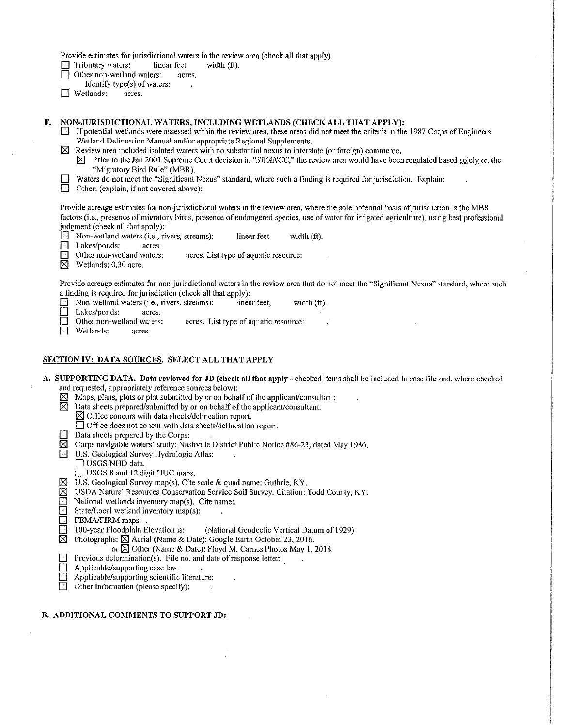Provide estimates for jurisdictional waters in the review area (check all that apply):

- ☐ Tributary waters: linear feet width (ft).
- ☐ Other non-wetland waters: acres.
  - Identify type(s) of waters: .
- ☐ Wetlands: acres.

**F. NON-JURISDICTIONAL WATERS, INCLUDING WETLANDS (CHECK ALL THAT APPLY):**

- ☐ If potential wetlands were assessed within the review area, these areas did not meet the criteria in the 1987 Corps of Engineers Wetland Delineation Manual and/or appropriate Regional Supplements.
- ☒ Review area included isolated waters with no substantial nexus to interstate (or foreign) commerce.
  - ☒ Prior to the Jan 2001 Supreme Court decision in "*SWANCC*," the review area would have been regulated based solely on the "Migratory Bird Rule" (MBR).
- ☐ Waters do not meet the "Significant Nexus" standard, where such a finding is required for jurisdiction. Explain: .
- ☐ Other: (explain, if not covered above):

Provide acreage estimates for non-jurisdictional waters in the review area, where the sole potential basis of jurisdiction is the MBR factors (i.e., presence of migratory birds, presence of endangered species, use of water for irrigated agriculture), using best professional judgment (check all that apply):

- ☐ Non-wetland waters (i.e., rivers, streams): linear feet width (ft).
- ☐ Lakes/ponds: acres.
- ☐ Other non-wetland waters: acres. List type of aquatic resource: .
- ☒ Wetlands: 0.30 acre.

Provide acreage estimates for non-jurisdictional waters in the review area that do not meet the "Significant Nexus" standard, where such a finding is required for jurisdiction (check all that apply):

- ☐ Non-wetland waters (i.e., rivers, streams): linear feet, width (ft).
- ☐ Lakes/ponds: acres.
- ☐ Other non-wetland waters: acres. List type of aquatic resource: .
- ☐ Wetlands: acres.

## SECTION IV: DATA SOURCES. SELECT ALL THAT APPLY

**A. SUPPORTING DATA. Data reviewed for JD (check all that apply** - checked items shall be included in case file and, where checked and requested, appropriately reference sources below):

- ☒ Maps, plans, plots or plat submitted by or on behalf of the applicant/consultant: .
- ☒ Data sheets prepared/submitted by or on behalf of the applicant/consultant.
  - ☒ Office concurs with data sheets/delineation report.
  - ☐ Office does not concur with data sheets/delineation report.
- ☐ Data sheets prepared by the Corps: .
- ☒ Corps navigable waters' study: Nashville District Public Notice #86-23, dated May 1986.
- ☐ U.S. Geological Survey Hydrologic Atlas: .
  - ☐ USGS NHD data.
  - ☐ USGS 8 and 12 digit HUC maps.
- ☒ U.S. Geological Survey map(s). Cite scale & quad name: Guthrie, KY.
- ☒ USDA Natural Resources Conservation Service Soil Survey. Citation: Todd County, KY.
- ☐ National wetlands inventory map(s). Cite name:.
- ☐ State/Local wetland inventory map(s): .
- ☐ FEMA/FIRM maps: .
- ☐ 100-year Floodplain Elevation is: (National Geodectic Vertical Datum of 1929)
- ☒ Photographs: ☒ Aerial (Name & Date): Google Earth October 23, 2016.
  - or ☒ Other (Name & Date): Floyd M. Carnes Photos May 1, 2018.
- ☐ Previous determination(s). File no. and date of response letter: .
- ☐ Applicable/supporting case law: .
- ☐ Applicable/supporting scientific literature: .
- ☐ Other information (please specify): .

**B. ADDITIONAL COMMENTS TO SUPPORT JD:** .